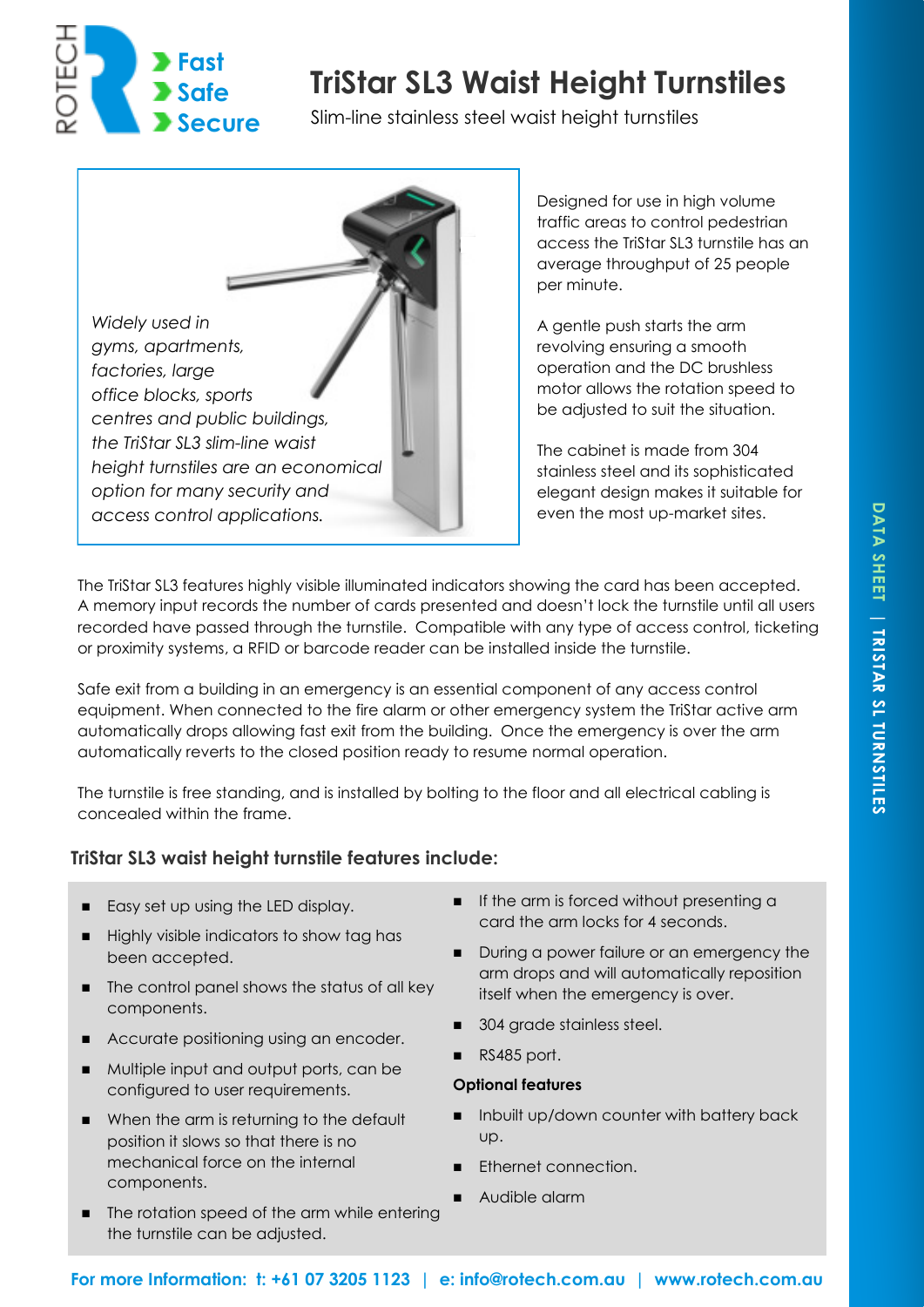ROTECH

**Fast**
**Safe**
**Secure**

# TriStar SL3 Waist Height Turnstiles

Slim-line stainless steel waist height turnstiles

*Widely used in gyms, apartments, factories, large office blocks, sports centres and public buildings, the TriStar SL3 slim-line waist height turnstiles are an economical option for many security and access control applications.*

Designed for use in high volume traffic areas to control pedestrian access the TriStar SL3 turnstile has an average throughput of 25 people per minute.

A gentle push starts the arm revolving ensuring a smooth operation and the DC brushless motor allows the rotation speed to be adjusted to suit the situation.

The cabinet is made from 304 stainless steel and its sophisticated elegant design makes it suitable for even the most up-market sites.

The TriStar SL3 features highly visible illuminated indicators showing the card has been accepted. A memory input records the number of cards presented and doesn't lock the turnstile until all users recorded have passed through the turnstile. Compatible with any type of access control, ticketing or proximity systems, a RFID or barcode reader can be installed inside the turnstile.

Safe exit from a building in an emergency is an essential component of any access control equipment. When connected to the fire alarm or other emergency system the TriStar active arm automatically drops allowing fast exit from the building. Once the emergency is over the arm automatically reverts to the closed position ready to resume normal operation.

The turnstile is free standing, and is installed by bolting to the floor and all electrical cabling is concealed within the frame.

## TriStar SL3 waist height turnstile features include:

- Easy set up using the LED display.
- Highly visible indicators to show tag has been accepted.
- The control panel shows the status of all key components.
- Accurate positioning using an encoder.
- Multiple input and output ports, can be configured to user requirements.
- When the arm is returning to the default position it slows so that there is no mechanical force on the internal components.
- The rotation speed of the arm while entering the turnstile can be adjusted.
- If the arm is forced without presenting a card the arm locks for 4 seconds.
- During a power failure or an emergency the arm drops and will automatically reposition itself when the emergency is over.
- 304 grade stainless steel.
- RS485 port.

**Optional features**

- Inbuilt up/down counter with battery back up.
- Ethernet connection.
- Audible alarm

**For more Information: t: +61 07 3205 1123 | e: info@rotech.com.au | www.rotech.com.au**

DATA SHEET | TRISTAR SL TURNSTILES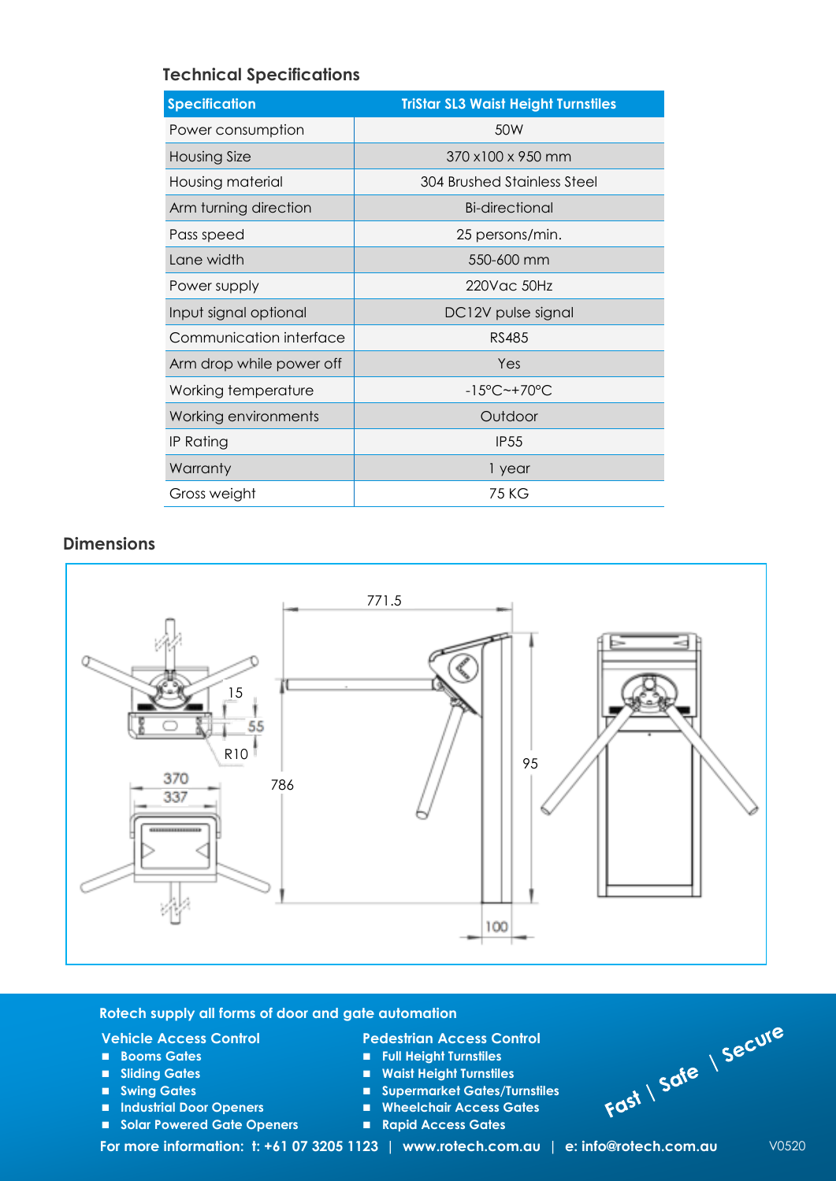## Technical Specifications

| Specification | TriStar SL3 Waist Height Turnstiles |
|---|---|
| Power consumption | 50W |
| Housing Size | 370 x100 x 950 mm |
| Housing material | 304 Brushed Stainless Steel |
| Arm turning direction | Bi-directional |
| Pass speed | 25 persons/min. |
| Lane width | 550-600 mm |
| Power supply | 220Vac 50Hz |
| Input signal optional | DC12V pulse signal |
| Communication interface | RS485 |
| Arm drop while power off | Yes |
| Working temperature | -15°C~+70°C |
| Working environments | Outdoor |
| IP Rating | IP55 |
| Warranty | 1 year |
| Gross weight | 75 KG |

## Dimensions

771.5

15

55

R10

370

337

786

95

100

**Rotech supply all forms of door and gate automation**

**Vehicle Access Control**

- Booms Gates
- Sliding Gates
- Swing Gates
- Industrial Door Openers
- Solar Powered Gate Openers

**Pedestrian Access Control**

- Full Height Turnstiles
- Waist Height Turnstiles
- Supermarket Gates/Turnstiles
- Wheelchair Access Gates
- Rapid Access Gates

Fast | Safe | Secure

**For more information: t: +61 07 3205 1123 | www.rotech.com.au | e: info@rotech.com.au**

V0520